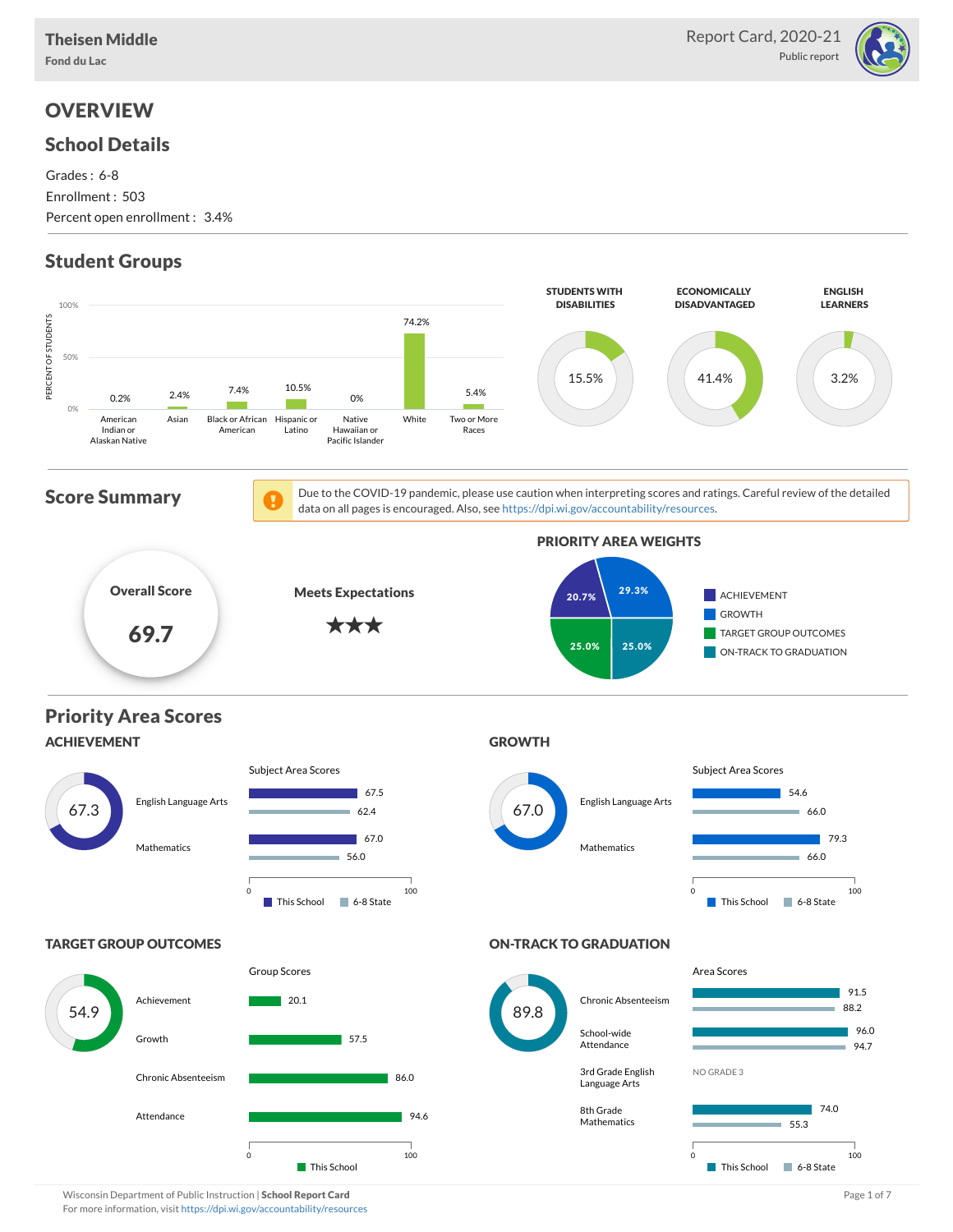Theisen Middle
Fond du Lac

Report Card, 2020-21
Public report

# OVERVIEW

## School Details

Grades : 6-8
Enrollment : 503
Percent open enrollment : 3.4%

## Student Groups

| Group | Percent of Students |
|---|---|
| American Indian or Alaskan Native | 0.2% |
| Asian | 2.4% |
| Black or African American | 7.4% |
| Hispanic or Latino | 10.5% |
| Native Hawaiian or Pacific Islander | 0% |
| White | 74.2% |
| Two or More Races | 5.4% |

| STUDENTS WITH DISABILITIES | ECONOMICALLY DISADVANTAGED | ENGLISH LEARNERS |
|---|---|---|
| 15.5% | 41.4% | 3.2% |

## Score Summary

Due to the COVID-19 pandemic, please use caution when interpreting scores and ratings. Careful review of the detailed data on all pages is encouraged. Also, see https://dpi.wi.gov/accountability/resources.

**Overall Score**
69.7

**Meets Expectations**
★★★

### PRIORITY AREA WEIGHTS

| Priority Area | Weight |
|---|---|
| ACHIEVEMENT | 20.7% |
| GROWTH | 29.3% |
| TARGET GROUP OUTCOMES | 25.0% |
| ON-TRACK TO GRADUATION | 25.0% |

## Priority Area Scores

### ACHIEVEMENT

Score: 67.3

Subject Area Scores

| Subject | This School | 6-8 State |
|---|---|---|
| English Language Arts | 67.5 | 62.4 |
| Mathematics | 67.0 | 56.0 |

### GROWTH

Score: 67.0

Subject Area Scores

| Subject | This School | 6-8 State |
|---|---|---|
| English Language Arts | 54.6 | 66.0 |
| Mathematics | 79.3 | 66.0 |

### TARGET GROUP OUTCOMES

Score: 54.9

Group Scores

| Group | This School |
|---|---|
| Achievement | 20.1 |
| Growth | 57.5 |
| Chronic Absenteeism | 86.0 |
| Attendance | 94.6 |

### ON-TRACK TO GRADUATION

Score: 89.8

Area Scores

| Area | This School | 6-8 State |
|---|---|---|
| Chronic Absenteeism | 91.5 | 88.2 |
| School-wide Attendance | 96.0 | 94.7 |
| 3rd Grade English Language Arts | NO GRADE 3 | |
| 8th Grade Mathematics | 74.0 | 55.3 |

Wisconsin Department of Public Instruction | **School Report Card**
For more information, visit https://dpi.wi.gov/accountability/resources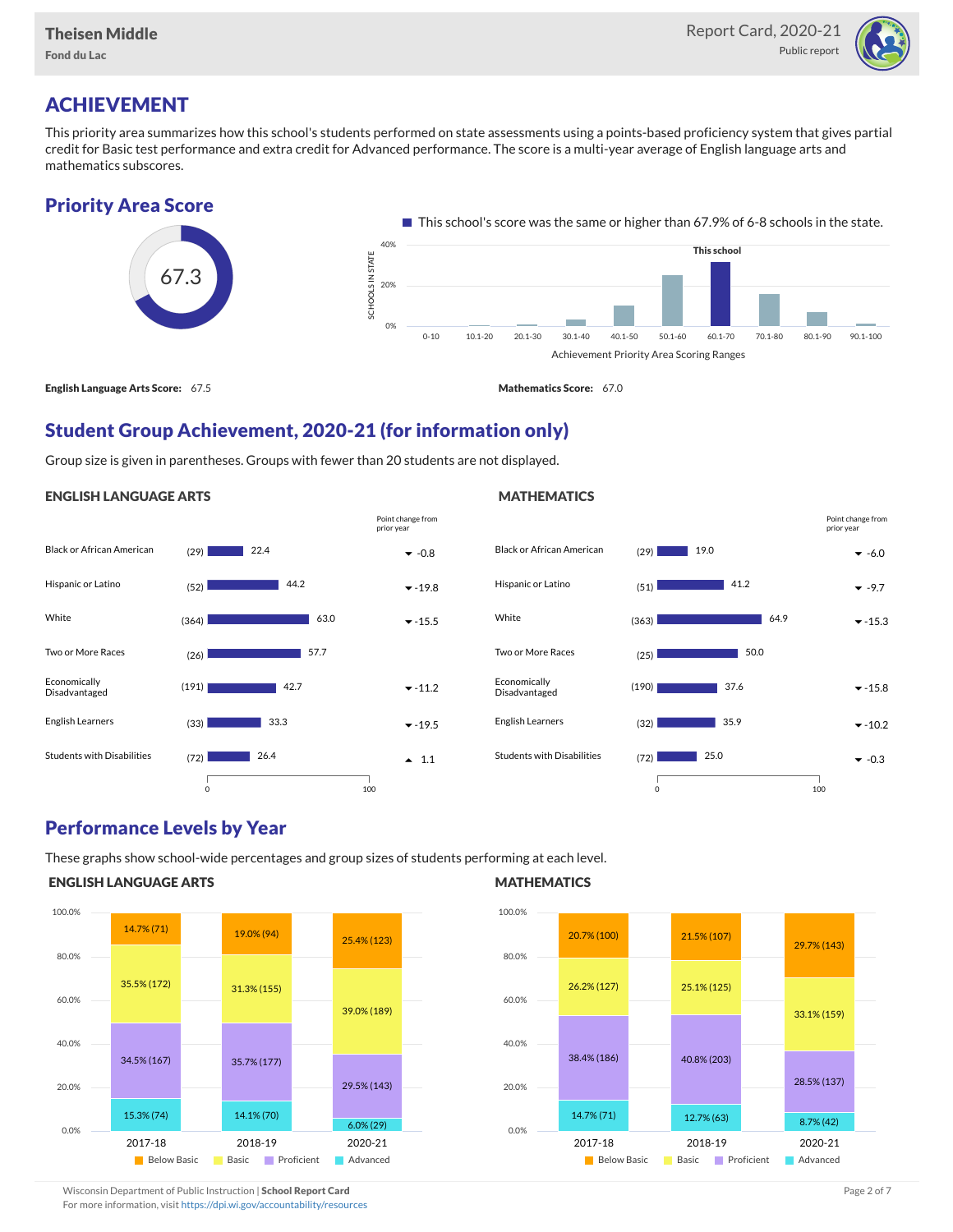## ACHIEVEMENT

This priority area summarizes how this school's students performed on state assessments using a points-based proficiency system that gives partial credit for Basic test performance and extra credit for Advanced performance. The score is a multi-year average of English language arts and mathematics subscores.

### Priority Area Score

67.3

This school's score was the same or higher than 67.9% of 6-8 schools in the state.

**English Language Arts Score:** 67.5

**Mathematics Score:** 67.0

### Student Group Achievement, 2020-21 (for information only)

Group size is given in parentheses. Groups with fewer than 20 students are not displayed.

#### ENGLISH LANGUAGE ARTS

| Group | Size | Score | Point change from prior year |
|---|---|---|---|
| Black or African American | (29) | 22.4 | -0.8 |
| Hispanic or Latino | (52) | 44.2 | -19.8 |
| White | (364) | 63.0 | -15.5 |
| Two or More Races | (26) | 57.7 | |
| Economically Disadvantaged | (191) | 42.7 | -11.2 |
| English Learners | (33) | 33.3 | -19.5 |
| Students with Disabilities | (72) | 26.4 | 1.1 |

#### MATHEMATICS

| Group | Size | Score | Point change from prior year |
|---|---|---|---|
| Black or African American | (29) | 19.0 | -6.0 |
| Hispanic or Latino | (51) | 41.2 | -9.7 |
| White | (363) | 64.9 | -15.3 |
| Two or More Races | (25) | 50.0 | |
| Economically Disadvantaged | (190) | 37.6 | -15.8 |
| English Learners | (32) | 35.9 | -10.2 |
| Students with Disabilities | (72) | 25.0 | -0.3 |

### Performance Levels by Year

These graphs show school-wide percentages and group sizes of students performing at each level.

#### ENGLISH LANGUAGE ARTS

| Level | 2017-18 | 2018-19 | 2020-21 |
|---|---|---|---|
| Below Basic | 14.7% (71) | 19.0% (94) | 25.4% (123) |
| Basic | 35.5% (172) | 31.3% (155) | 39.0% (189) |
| Proficient | 34.5% (167) | 35.7% (177) | 29.5% (143) |
| Advanced | 15.3% (74) | 14.1% (70) | 6.0% (29) |

#### MATHEMATICS

| Level | 2017-18 | 2018-19 | 2020-21 |
|---|---|---|---|
| Below Basic | 20.7% (100) | 21.5% (107) | 29.7% (143) |
| Basic | 26.2% (127) | 25.1% (125) | 33.1% (159) |
| Proficient | 38.4% (186) | 40.8% (203) | 28.5% (137) |
| Advanced | 14.7% (71) | 12.7% (63) | 8.7% (42) |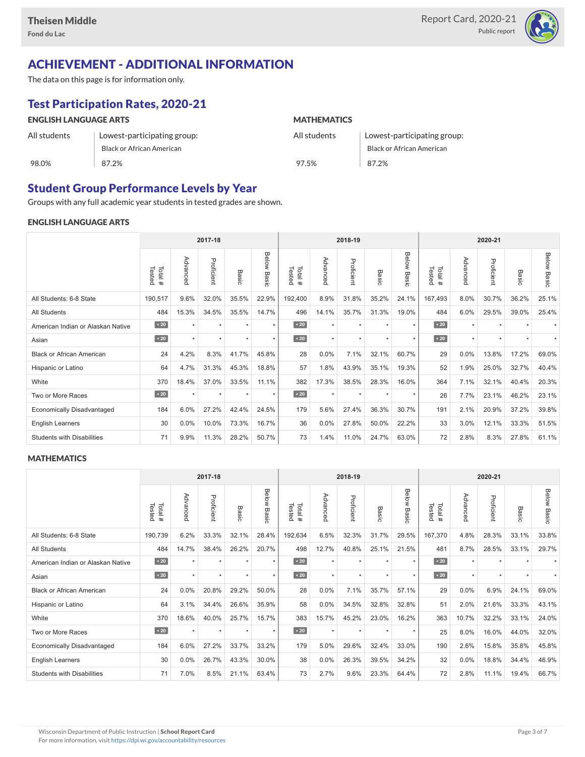# ACHIEVEMENT - ADDITIONAL INFORMATION

The data on this page is for information only.

## Test Participation Rates, 2020-21

### ENGLISH LANGUAGE ARTS

| All students | Lowest-participating group: Black or African American |
|---|---|
| 98.0% | 87.2% |

### MATHEMATICS

| All students | Lowest-participating group: Black or African American |
|---|---|
| 97.5% | 87.2% |

## Student Group Performance Levels by Year

Groups with any full academic year students in tested grades are shown.

### ENGLISH LANGUAGE ARTS

| | 2017-18 | | | | | 2018-19 | | | | | 2020-21 | | | | |
|---|---|---|---|---|---|---|---|---|---|---|---|---|---|---|---|
| | Total # Tested | Advanced | Proficient | Basic | Below Basic | Total # Tested | Advanced | Proficient | Basic | Below Basic | Total # Tested | Advanced | Proficient | Basic | Below Basic |
| All Students: 6-8 State | 190,517 | 9.6% | 32.0% | 35.5% | 22.9% | 192,400 | 8.9% | 31.8% | 35.2% | 24.1% | 167,493 | 8.0% | 30.7% | 36.2% | 25.1% |
| All Students | 484 | 15.3% | 34.5% | 35.5% | 14.7% | 496 | 14.1% | 35.7% | 31.3% | 19.0% | 484 | 6.0% | 29.5% | 39.0% | 25.4% |
| American Indian or Alaskan Native | < 20 | * | * | * | * | < 20 | * | * | * | * | < 20 | * | * | * | * |
| Asian | < 20 | * | * | * | * | < 20 | * | * | * | * | < 20 | * | * | * | * |
| Black or African American | 24 | 4.2% | 8.3% | 41.7% | 45.8% | 28 | 0.0% | 7.1% | 32.1% | 60.7% | 29 | 0.0% | 13.8% | 17.2% | 69.0% |
| Hispanic or Latino | 64 | 4.7% | 31.3% | 45.3% | 18.8% | 57 | 1.8% | 43.9% | 35.1% | 19.3% | 52 | 1.9% | 25.0% | 32.7% | 40.4% |
| White | 370 | 18.4% | 37.0% | 33.5% | 11.1% | 382 | 17.3% | 38.5% | 28.3% | 16.0% | 364 | 7.1% | 32.1% | 40.4% | 20.3% |
| Two or More Races | < 20 | * | * | * | * | < 20 | * | * | * | * | 26 | 7.7% | 23.1% | 46.2% | 23.1% |
| Economically Disadvantaged | 184 | 6.0% | 27.2% | 42.4% | 24.5% | 179 | 5.6% | 27.4% | 36.3% | 30.7% | 191 | 2.1% | 20.9% | 37.2% | 39.8% |
| English Learners | 30 | 0.0% | 10.0% | 73.3% | 16.7% | 36 | 0.0% | 27.8% | 50.0% | 22.2% | 33 | 3.0% | 12.1% | 33.3% | 51.5% |
| Students with Disabilities | 71 | 9.9% | 11.3% | 28.2% | 50.7% | 73 | 1.4% | 11.0% | 24.7% | 63.0% | 72 | 2.8% | 8.3% | 27.8% | 61.1% |

### MATHEMATICS

| | 2017-18 | | | | | 2018-19 | | | | | 2020-21 | | | | |
|---|---|---|---|---|---|---|---|---|---|---|---|---|---|---|---|
| | Total # Tested | Advanced | Proficient | Basic | Below Basic | Total # Tested | Advanced | Proficient | Basic | Below Basic | Total # Tested | Advanced | Proficient | Basic | Below Basic |
| All Students: 6-8 State | 190,739 | 6.2% | 33.3% | 32.1% | 28.4% | 192,634 | 6.5% | 32.3% | 31.7% | 29.5% | 167,370 | 4.8% | 28.3% | 33.1% | 33.8% |
| All Students | 484 | 14.7% | 38.4% | 26.2% | 20.7% | 498 | 12.7% | 40.8% | 25.1% | 21.5% | 481 | 8.7% | 28.5% | 33.1% | 29.7% |
| American Indian or Alaskan Native | < 20 | * | * | * | * | < 20 | * | * | * | * | < 20 | * | * | * | * |
| Asian | < 20 | * | * | * | * | < 20 | * | * | * | * | < 20 | * | * | * | * |
| Black or African American | 24 | 0.0% | 20.8% | 29.2% | 50.0% | 28 | 0.0% | 7.1% | 35.7% | 57.1% | 29 | 0.0% | 6.9% | 24.1% | 69.0% |
| Hispanic or Latino | 64 | 3.1% | 34.4% | 26.6% | 35.9% | 58 | 0.0% | 34.5% | 32.8% | 32.8% | 51 | 2.0% | 21.6% | 33.3% | 43.1% |
| White | 370 | 18.6% | 40.0% | 25.7% | 15.7% | 383 | 15.7% | 45.2% | 23.0% | 16.2% | 363 | 10.7% | 32.2% | 33.1% | 24.0% |
| Two or More Races | < 20 | * | * | * | * | < 20 | * | * | * | * | 25 | 8.0% | 16.0% | 44.0% | 32.0% |
| Economically Disadvantaged | 184 | 6.0% | 27.2% | 33.7% | 33.2% | 179 | 5.0% | 29.6% | 32.4% | 33.0% | 190 | 2.6% | 15.8% | 35.8% | 45.8% |
| English Learners | 30 | 0.0% | 26.7% | 43.3% | 30.0% | 38 | 0.0% | 26.3% | 39.5% | 34.2% | 32 | 0.0% | 18.8% | 34.4% | 46.9% |
| Students with Disabilities | 71 | 7.0% | 8.5% | 21.1% | 63.4% | 73 | 2.7% | 9.6% | 23.3% | 64.4% | 72 | 2.8% | 11.1% | 19.4% | 66.7% |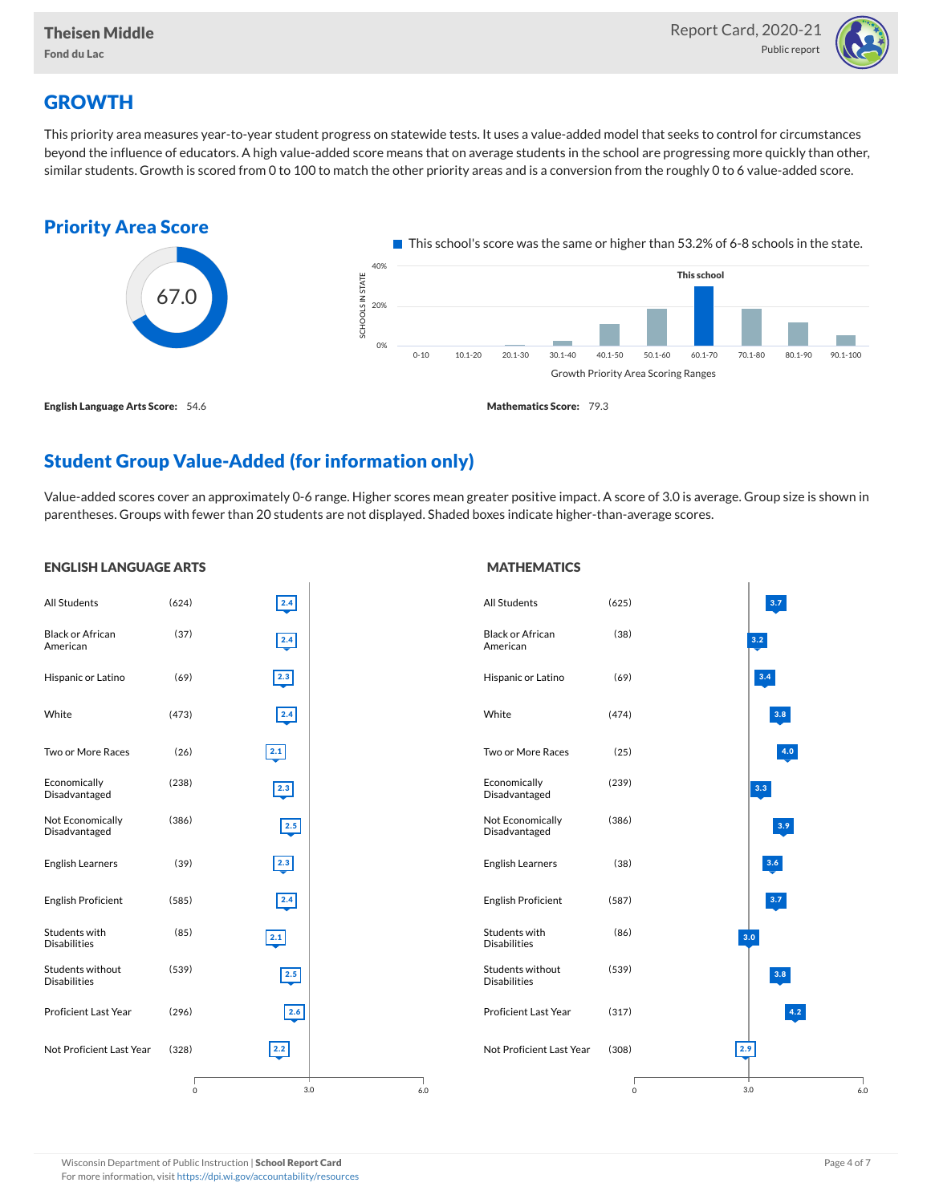# GROWTH

This priority area measures year-to-year student progress on statewide tests. It uses a value-added model that seeks to control for circumstances beyond the influence of educators. A high value-added score means that on average students in the school are progressing more quickly than other, similar students. Growth is scored from 0 to 100 to match the other priority areas and is a conversion from the roughly 0 to 6 value-added score.

## Priority Area Score

67.0

This school's score was the same or higher than 53.2% of 6-8 schools in the state.

**English Language Arts Score:** 54.6

**Mathematics Score:** 79.3

## Student Group Value-Added (for information only)

Value-added scores cover an approximately 0-6 range. Higher scores mean greater positive impact. A score of 3.0 is average. Group size is shown in parentheses. Groups with fewer than 20 students are not displayed. Shaded boxes indicate higher-than-average scores.

### ENGLISH LANGUAGE ARTS

| Group | Size | Value-Added |
|---|---|---|
| All Students | (624) | 2.4 |
| Black or African American | (37) | 2.4 |
| Hispanic or Latino | (69) | 2.3 |
| White | (473) | 2.4 |
| Two or More Races | (26) | 2.1 |
| Economically Disadvantaged | (238) | 2.3 |
| Not Economically Disadvantaged | (386) | 2.5 |
| English Learners | (39) | 2.3 |
| English Proficient | (585) | 2.4 |
| Students with Disabilities | (85) | 2.1 |
| Students without Disabilities | (539) | 2.5 |
| Proficient Last Year | (296) | 2.6 |
| Not Proficient Last Year | (328) | 2.2 |

### MATHEMATICS

| Group | Size | Value-Added |
|---|---|---|
| All Students | (625) | 3.7 |
| Black or African American | (38) | 3.2 |
| Hispanic or Latino | (69) | 3.4 |
| White | (474) | 3.8 |
| Two or More Races | (25) | 4.0 |
| Economically Disadvantaged | (239) | 3.3 |
| Not Economically Disadvantaged | (386) | 3.9 |
| English Learners | (38) | 3.6 |
| English Proficient | (587) | 3.7 |
| Students with Disabilities | (86) | 3.0 |
| Students without Disabilities | (539) | 3.8 |
| Proficient Last Year | (317) | 4.2 |
| Not Proficient Last Year | (308) | 2.9 |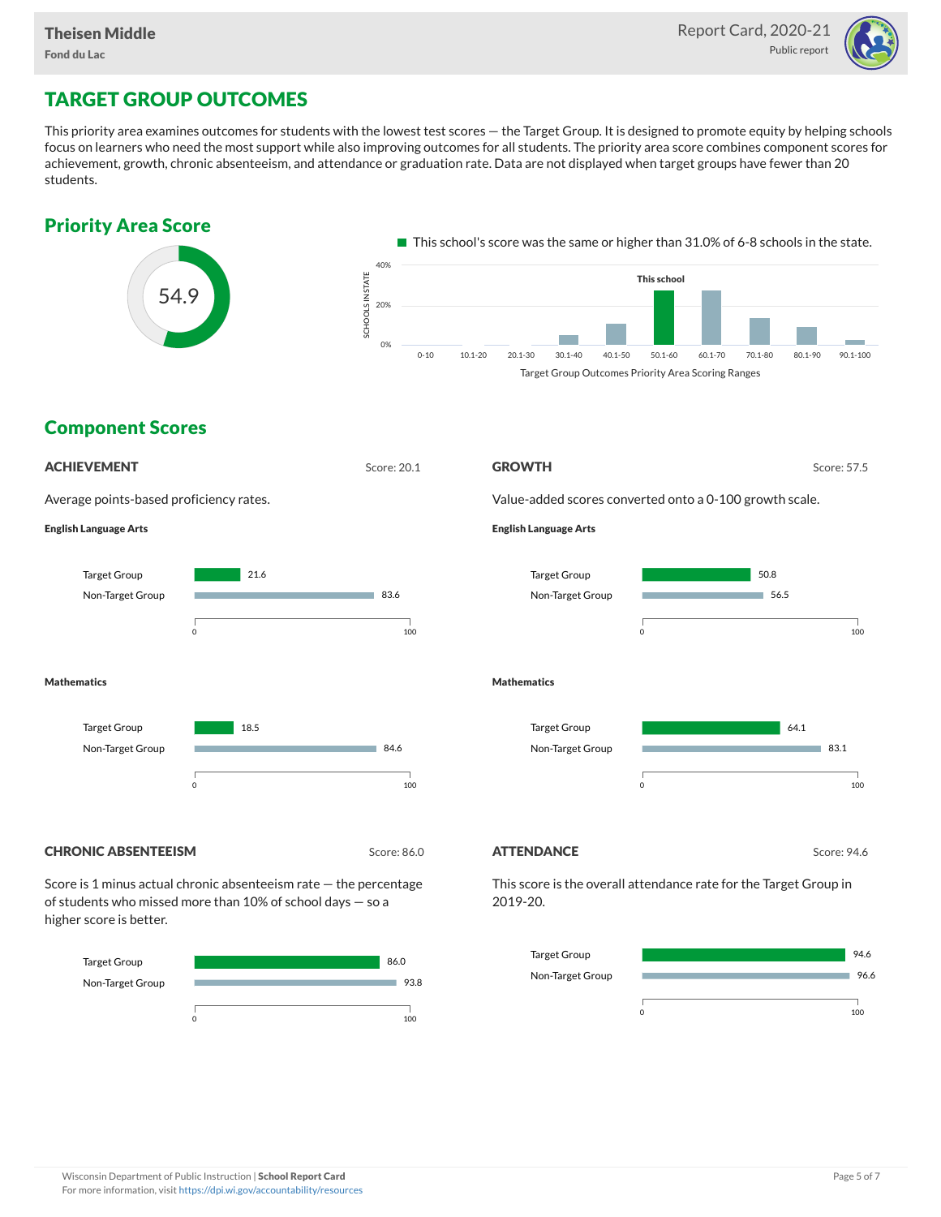## TARGET GROUP OUTCOMES

This priority area examines outcomes for students with the lowest test scores — the Target Group. It is designed to promote equity by helping schools focus on learners who need the most support while also improving outcomes for all students. The priority area score combines component scores for achievement, growth, chronic absenteeism, and attendance or graduation rate. Data are not displayed when target groups have fewer than 20 students.

### Priority Area Score

54.9

This school's score was the same or higher than 31.0% of 6-8 schools in the state.

Target Group Outcomes Priority Area Scoring Ranges (This school: 50.1-60)

### Component Scores

#### ACHIEVEMENT

Score: 20.1

Average points-based proficiency rates.

**English Language Arts**

| Group | Value |
| --- | --- |
| Target Group | 21.6 |
| Non-Target Group | 83.6 |

**Mathematics**

| Group | Value |
| --- | --- |
| Target Group | 18.5 |
| Non-Target Group | 84.6 |

#### GROWTH

Score: 57.5

Value-added scores converted onto a 0-100 growth scale.

**English Language Arts**

| Group | Value |
| --- | --- |
| Target Group | 50.8 |
| Non-Target Group | 56.5 |

**Mathematics**

| Group | Value |
| --- | --- |
| Target Group | 64.1 |
| Non-Target Group | 83.1 |

#### CHRONIC ABSENTEEISM

Score: 86.0

Score is 1 minus actual chronic absenteeism rate — the percentage of students who missed more than 10% of school days — so a higher score is better.

| Group | Value |
| --- | --- |
| Target Group | 86.0 |
| Non-Target Group | 93.8 |

#### ATTENDANCE

Score: 94.6

This score is the overall attendance rate for the Target Group in 2019-20.

| Group | Value |
| --- | --- |
| Target Group | 94.6 |
| Non-Target Group | 96.6 |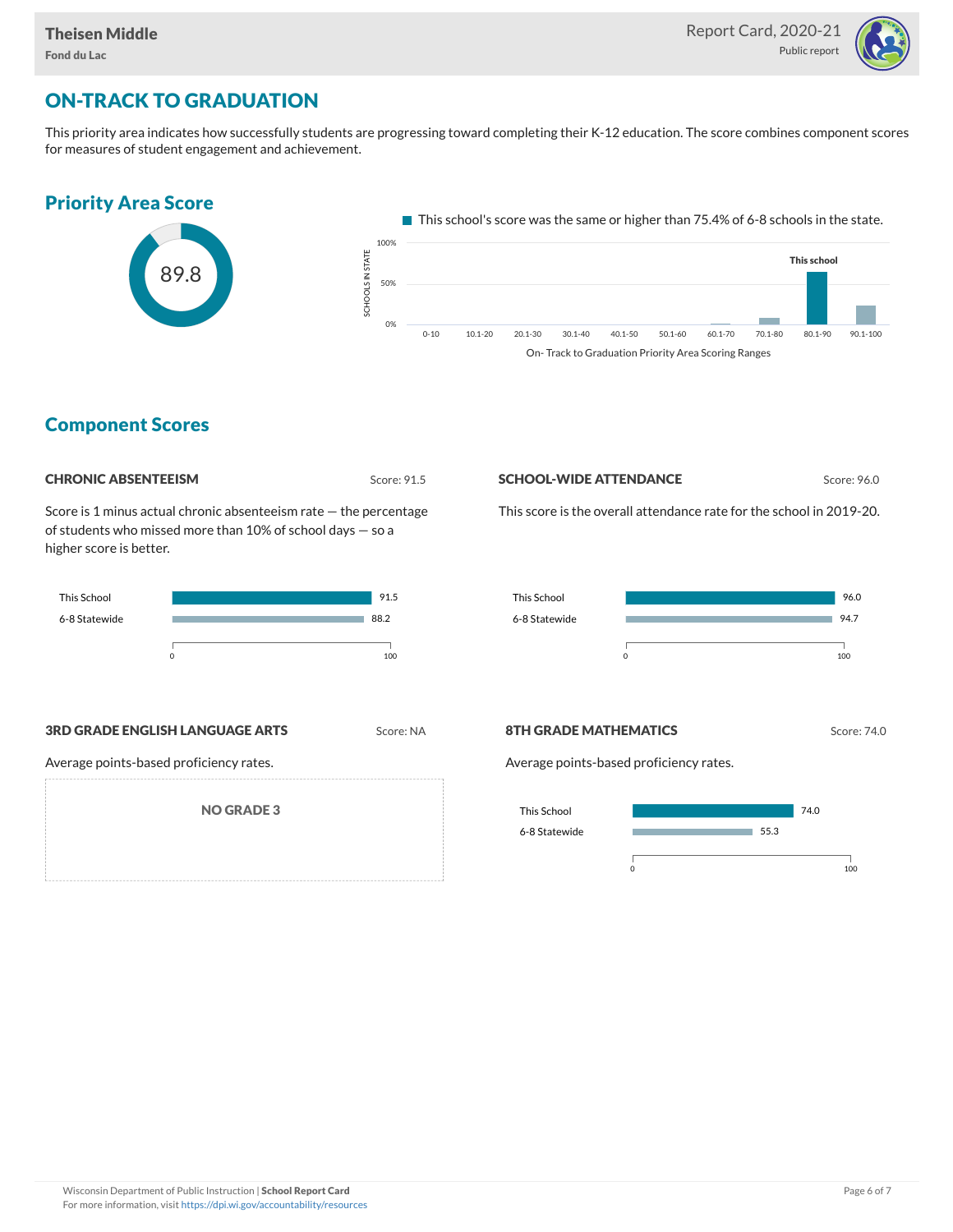## ON-TRACK TO GRADUATION

This priority area indicates how successfully students are progressing toward completing their K-12 education. The score combines component scores for measures of student engagement and achievement.

### Priority Area Score

89.8

This school's score was the same or higher than 75.4% of 6-8 schools in the state.

On- Track to Graduation Priority Area Scoring Ranges

### Component Scores

#### CHRONIC ABSENTEEISM

Score: 91.5

Score is 1 minus actual chronic absenteeism rate — the percentage of students who missed more than 10% of school days — so a higher score is better.

| | Score |
|---|---|
| This School | 91.5 |
| 6-8 Statewide | 88.2 |

#### SCHOOL-WIDE ATTENDANCE

Score: 96.0

This score is the overall attendance rate for the school in 2019-20.

| | Score |
|---|---|
| This School | 96.0 |
| 6-8 Statewide | 94.7 |

#### 3RD GRADE ENGLISH LANGUAGE ARTS

Score: NA

Average points-based proficiency rates.

NO GRADE 3

#### 8TH GRADE MATHEMATICS

Score: 74.0

Average points-based proficiency rates.

| | Score |
|---|---|
| This School | 74.0 |
| 6-8 Statewide | 55.3 |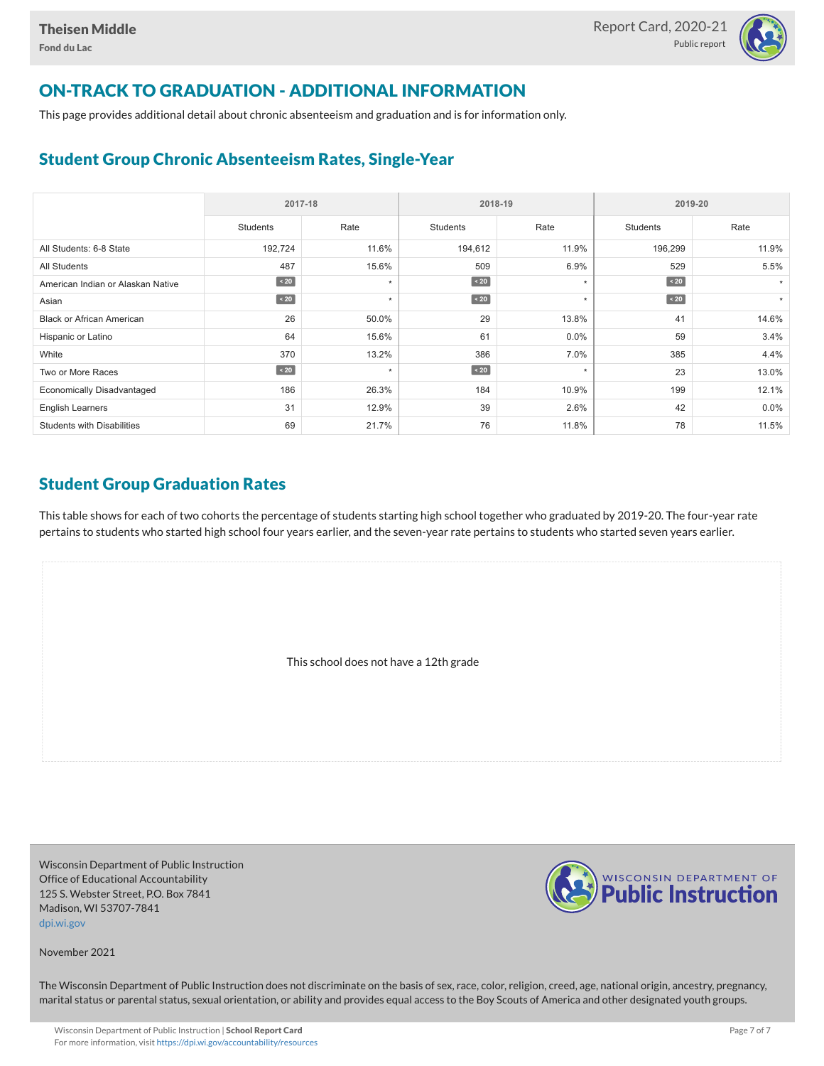# ON-TRACK TO GRADUATION - ADDITIONAL INFORMATION

This page provides additional detail about chronic absenteeism and graduation and is for information only.

## Student Group Chronic Absenteeism Rates, Single-Year

| | 2017-18 | | 2018-19 | | 2019-20 | |
|---|---|---|---|---|---|---|
| | Students | Rate | Students | Rate | Students | Rate |
| All Students: 6-8 State | 192,724 | 11.6% | 194,612 | 11.9% | 196,299 | 11.9% |
| All Students | 487 | 15.6% | 509 | 6.9% | 529 | 5.5% |
| American Indian or Alaskan Native | < 20 | * | < 20 | * | < 20 | * |
| Asian | < 20 | * | < 20 | * | < 20 | * |
| Black or African American | 26 | 50.0% | 29 | 13.8% | 41 | 14.6% |
| Hispanic or Latino | 64 | 15.6% | 61 | 0.0% | 59 | 3.4% |
| White | 370 | 13.2% | 386 | 7.0% | 385 | 4.4% |
| Two or More Races | < 20 | * | < 20 | * | 23 | 13.0% |
| Economically Disadvantaged | 186 | 26.3% | 184 | 10.9% | 199 | 12.1% |
| English Learners | 31 | 12.9% | 39 | 2.6% | 42 | 0.0% |
| Students with Disabilities | 69 | 21.7% | 76 | 11.8% | 78 | 11.5% |

## Student Group Graduation Rates

This table shows for each of two cohorts the percentage of students starting high school together who graduated by 2019-20. The four-year rate pertains to students who started high school four years earlier, and the seven-year rate pertains to students who started seven years earlier.

This school does not have a 12th grade

Wisconsin Department of Public Instruction
Office of Educational Accountability
125 S. Webster Street, P.O. Box 7841
Madison, WI 53707-7841
dpi.wi.gov

November 2021

The Wisconsin Department of Public Instruction does not discriminate on the basis of sex, race, color, religion, creed, age, national origin, ancestry, pregnancy, marital status or parental status, sexual orientation, or ability and provides equal access to the Boy Scouts of America and other designated youth groups.